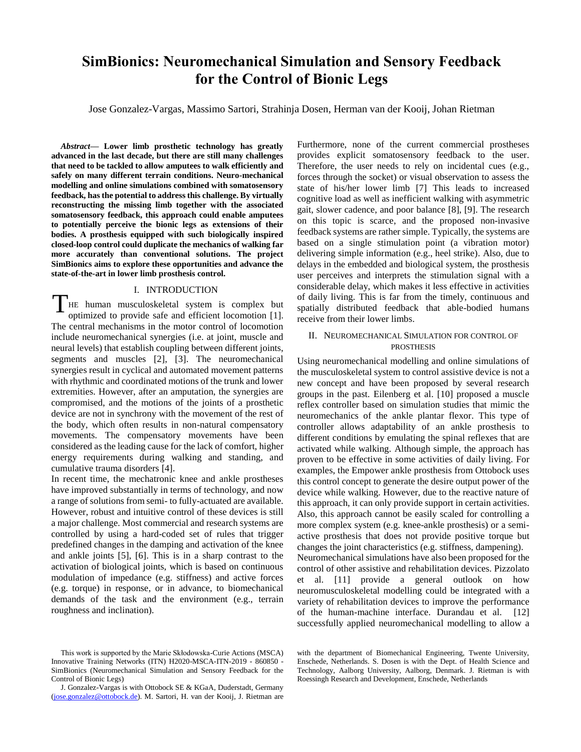# SimBionics: Neuromechanical Simulation and Sensory Feedback for the Control of Bionic Legs

Jose Gonzalez-Vargas, Massimo Sartori, Strahinja Dosen, Herman van der Kooij, Johan Rietman

***Abstract*— Lower limb prosthetic technology has greatly advanced in the last decade, but there are still many challenges that need to be tackled to allow amputees to walk efficiently and safely on many different terrain conditions. Neuro-mechanical modelling and online simulations combined with somatosensory feedback, has the potential to address this challenge. By virtually reconstructing the missing limb together with the associated somatosensory feedback, this approach could enable amputees to potentially perceive the bionic legs as extensions of their bodies. A prosthesis equipped with such biologically inspired closed-loop control could duplicate the mechanics of walking far more accurately than conventional solutions. The project SimBionics aims to explore these opportunities and advance the state-of-the-art in lower limb prosthesis control.**

## I. Introduction

THE human musculoskeletal system is complex but optimized to provide safe and efficient locomotion [1]. The central mechanisms in the motor control of locomotion include neuromechanical synergies (i.e. at joint, muscle and neural levels) that establish coupling between different joints, segments and muscles [2], [3]. The neuromechanical synergies result in cyclical and automated movement patterns with rhythmic and coordinated motions of the trunk and lower extremities. However, after an amputation, the synergies are compromised, and the motions of the joints of a prosthetic device are not in synchrony with the movement of the rest of the body, which often results in non-natural compensatory movements. The compensatory movements have been considered as the leading cause for the lack of comfort, higher energy requirements during walking and standing, and cumulative trauma disorders [4].

In recent time, the mechatronic knee and ankle prostheses have improved substantially in terms of technology, and now a range of solutions from semi- to fully-actuated are available. However, robust and intuitive control of these devices is still a major challenge. Most commercial and research systems are controlled by using a hard-coded set of rules that trigger predefined changes in the damping and activation of the knee and ankle joints [5], [6]. This is in a sharp contrast to the activation of biological joints, which is based on continuous modulation of impedance (e.g. stiffness) and active forces (e.g. torque) in response, or in advance, to biomechanical demands of the task and the environment (e.g., terrain roughness and inclination).

Furthermore, none of the current commercial prostheses provides explicit somatosensory feedback to the user. Therefore, the user needs to rely on incidental cues (e.g., forces through the socket) or visual observation to assess the state of his/her lower limb [7] This leads to increased cognitive load as well as inefficient walking with asymmetric gait, slower cadence, and poor balance [8], [9]. The research on this topic is scarce, and the proposed non-invasive feedback systems are rather simple. Typically, the systems are based on a single stimulation point (a vibration motor) delivering simple information (e.g., heel strike). Also, due to delays in the embedded and biological system, the prosthesis user perceives and interprets the stimulation signal with a considerable delay, which makes it less effective in activities of daily living. This is far from the timely, continuous and spatially distributed feedback that able-bodied humans receive from their lower limbs.

## II. Neuromechanical Simulation for control of prosthesis

Using neuromechanical modelling and online simulations of the musculoskeletal system to control assistive device is not a new concept and have been proposed by several research groups in the past. Eilenberg et al. [10] proposed a muscle reflex controller based on simulation studies that mimic the neuromechanics of the ankle plantar flexor. This type of controller allows adaptability of an ankle prosthesis to different conditions by emulating the spinal reflexes that are activated while walking. Although simple, the approach has proven to be effective in some activities of daily living. For examples, the Empower ankle prosthesis from Ottobock uses this control concept to generate the desire output power of the device while walking. However, due to the reactive nature of this approach, it can only provide support in certain activities. Also, this approach cannot be easily scaled for controlling a more complex system (e.g. knee-ankle prosthesis) or a semi-active prosthesis that does not provide positive torque but changes the joint characteristics (e.g. stiffness, dampening).

Neuromechanical simulations have also been proposed for the control of other assistive and rehabilitation devices. Pizzolato et al. [11] provide a general outlook on how neuromusculoskeletal modelling could be integrated with a variety of rehabilitation devices to improve the performance of the human-machine interface. Durandau et al. [12] successfully applied neuromechanical modelling to allow a

This work is supported by the Marie Skłodowska-Curie Actions (MSCA) Innovative Training Networks (ITN) H2020-MSCA-ITN-2019 - 860850 - SimBionics (Neuromechanical Simulation and Sensory Feedback for the Control of Bionic Legs)

J. Gonzalez-Vargas is with Ottobock SE & KGaA, Duderstadt, Germany (jose.gonzalez@ottobock.de). M. Sartori, H. van der Kooij, J. Rietman are with the department of Biomechanical Engineering, Twente University, Enschede, Netherlands. S. Dosen is with the Dept. of Health Science and Technology, Aalborg University, Aalborg, Denmark. J. Rietman is with Roessingh Research and Development, Enschede, Netherlands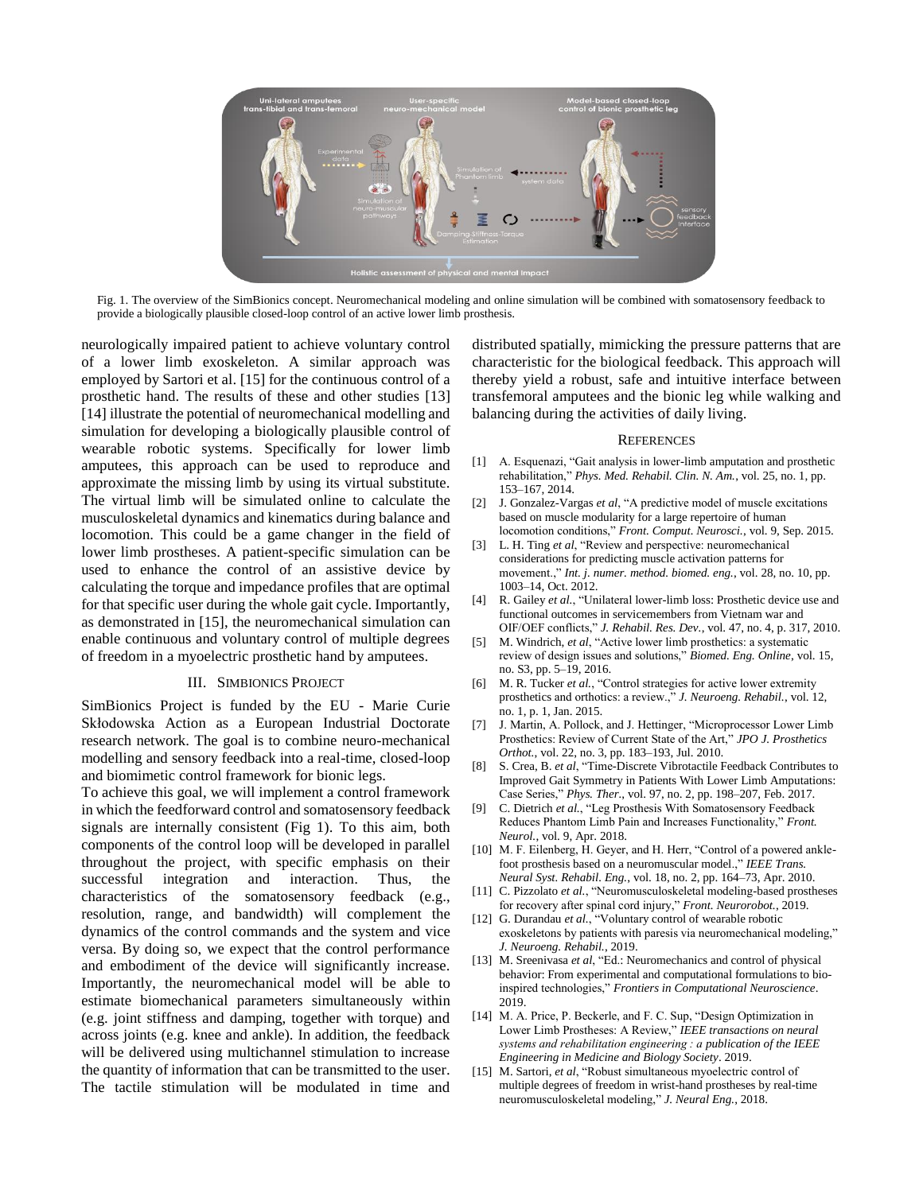Fig. 1. The overview of the SimBionics concept. Neuromechanical modeling and online simulation will be combined with somatosensory feedback to provide a biologically plausible closed-loop control of an active lower limb prosthesis.

neurologically impaired patient to achieve voluntary control of a lower limb exoskeleton. A similar approach was employed by Sartori et al. [15] for the continuous control of a prosthetic hand. The results of these and other studies [13] [14] illustrate the potential of neuromechanical modelling and simulation for developing a biologically plausible control of wearable robotic systems. Specifically for lower limb amputees, this approach can be used to reproduce and approximate the missing limb by using its virtual substitute. The virtual limb will be simulated online to calculate the musculoskeletal dynamics and kinematics during balance and locomotion. This could be a game changer in the field of lower limb prostheses. A patient-specific simulation can be used to enhance the control of an assistive device by calculating the torque and impedance profiles that are optimal for that specific user during the whole gait cycle. Importantly, as demonstrated in [15], the neuromechanical simulation can enable continuous and voluntary control of multiple degrees of freedom in a myoelectric prosthetic hand by amputees.

## III. SimBionics Project

SimBionics Project is funded by the EU - Marie Curie Skłodowska Action as a European Industrial Doctorate research network. The goal is to combine neuro-mechanical modelling and sensory feedback into a real-time, closed-loop and biomimetic control framework for bionic legs.

To achieve this goal, we will implement a control framework in which the feedforward control and somatosensory feedback signals are internally consistent (Fig 1). To this aim, both components of the control loop will be developed in parallel throughout the project, with specific emphasis on their successful integration and interaction. Thus, the characteristics of the somatosensory feedback (e.g., resolution, range, and bandwidth) will complement the dynamics of the control commands and the system and vice versa. By doing so, we expect that the control performance and embodiment of the device will significantly increase. Importantly, the neuromechanical model will be able to estimate biomechanical parameters simultaneously within (e.g. joint stiffness and damping, together with torque) and across joints (e.g. knee and ankle). In addition, the feedback will be delivered using multichannel stimulation to increase the quantity of information that can be transmitted to the user. The tactile stimulation will be modulated in time and distributed spatially, mimicking the pressure patterns that are characteristic for the biological feedback. This approach will thereby yield a robust, safe and intuitive interface between transfemoral amputees and the bionic leg while walking and balancing during the activities of daily living.

## References

[1] A. Esquenazi, "Gait analysis in lower-limb amputation and prosthetic rehabilitation," *Phys. Med. Rehabil. Clin. N. Am.*, vol. 25, no. 1, pp. 153–167, 2014.

[2] J. Gonzalez-Vargas *et al*, "A predictive model of muscle excitations based on muscle modularity for a large repertoire of human locomotion conditions," *Front. Comput. Neurosci.*, vol. 9, Sep. 2015.

[3] L. H. Ting *et al*, "Review and perspective: neuromechanical considerations for predicting muscle activation patterns for movement.," *Int. j. numer. method. biomed. eng.*, vol. 28, no. 10, pp. 1003–14, Oct. 2012.

[4] R. Gailey *et al.*, "Unilateral lower-limb loss: Prosthetic device use and functional outcomes in servicemembers from Vietnam war and OIF/OEF conflicts," *J. Rehabil. Res. Dev.*, vol. 47, no. 4, p. 317, 2010.

[5] M. Windrich, *et al*, "Active lower limb prosthetics: a systematic review of design issues and solutions," *Biomed. Eng. Online*, vol. 15, no. S3, pp. 5–19, 2016.

[6] M. R. Tucker *et al.*, "Control strategies for active lower extremity prosthetics and orthotics: a review.," *J. Neuroeng. Rehabil.*, vol. 12, no. 1, p. 1, Jan. 2015.

[7] J. Martin, A. Pollock, and J. Hettinger, "Microprocessor Lower Limb Prosthetics: Review of Current State of the Art," *JPO J. Prosthetics Orthot.*, vol. 22, no. 3, pp. 183–193, Jul. 2010.

[8] S. Crea, B. *et al*, "Time-Discrete Vibrotactile Feedback Contributes to Improved Gait Symmetry in Patients With Lower Limb Amputations: Case Series," *Phys. Ther.*, vol. 97, no. 2, pp. 198–207, Feb. 2017.

[9] C. Dietrich *et al.*, "Leg Prosthesis With Somatosensory Feedback Reduces Phantom Limb Pain and Increases Functionality," *Front. Neurol.*, vol. 9, Apr. 2018.

[10] M. F. Eilenberg, H. Geyer, and H. Herr, "Control of a powered ankle-foot prosthesis based on a neuromuscular model.," *IEEE Trans. Neural Syst. Rehabil. Eng.*, vol. 18, no. 2, pp. 164–73, Apr. 2010.

[11] C. Pizzolato *et al.*, "Neuromusculoskeletal modeling-based prostheses for recovery after spinal cord injury," *Front. Neurorobot.*, 2019.

[12] G. Durandau *et al.*, "Voluntary control of wearable robotic exoskeletons by patients with paresis via neuromechanical modeling," *J. Neuroeng. Rehabil.*, 2019.

[13] M. Sreenivasa *et al*, "Ed.: Neuromechanics and control of physical behavior: From experimental and computational formulations to bio-inspired technologies," *Frontiers in Computational Neuroscience*. 2019.

[14] M. A. Price, P. Beckerle, and F. C. Sup, "Design Optimization in Lower Limb Prostheses: A Review," *IEEE transactions on neural systems and rehabilitation engineering : a publication of the IEEE Engineering in Medicine and Biology Society*. 2019.

[15] M. Sartori, *et al*, "Robust simultaneous myoelectric control of multiple degrees of freedom in wrist-hand prostheses by real-time neuromusculoskeletal modeling," *J. Neural Eng.*, 2018.